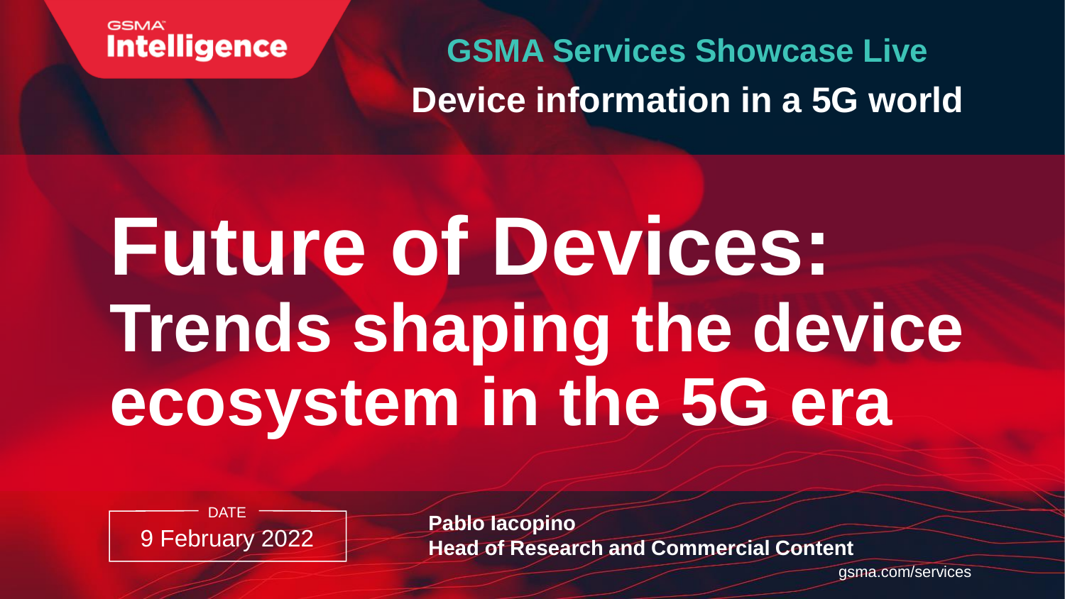GSMA Intelligence

**GSMA Services Showcase Live**

**Device information in a 5G world**

# Future of Devices: Trends shaping the device ecosystem in the 5G era

DATE
9 February 2022

**Pablo Iacopino**
**Head of Research and Commercial Content**

gsma.com/services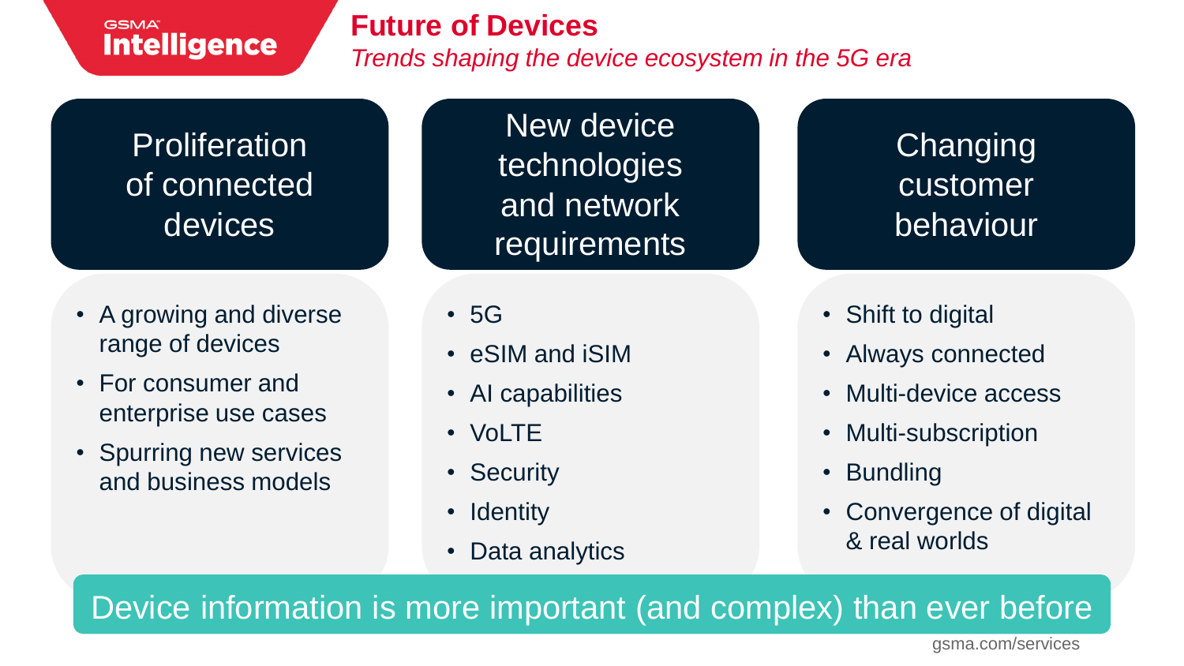GSMA Intelligence

# Future of Devices

*Trends shaping the device ecosystem in the 5G era*

## Proliferation of connected devices

- A growing and diverse range of devices
- For consumer and enterprise use cases
- Spurring new services and business models

## New device technologies and network requirements

- 5G
- eSIM and iSIM
- AI capabilities
- VoLTE
- Security
- Identity
- Data analytics

## Changing customer behaviour

- Shift to digital
- Always connected
- Multi-device access
- Multi-subscription
- Bundling
- Convergence of digital & real worlds

**Device information is more important (and complex) than ever before**

gsma.com/services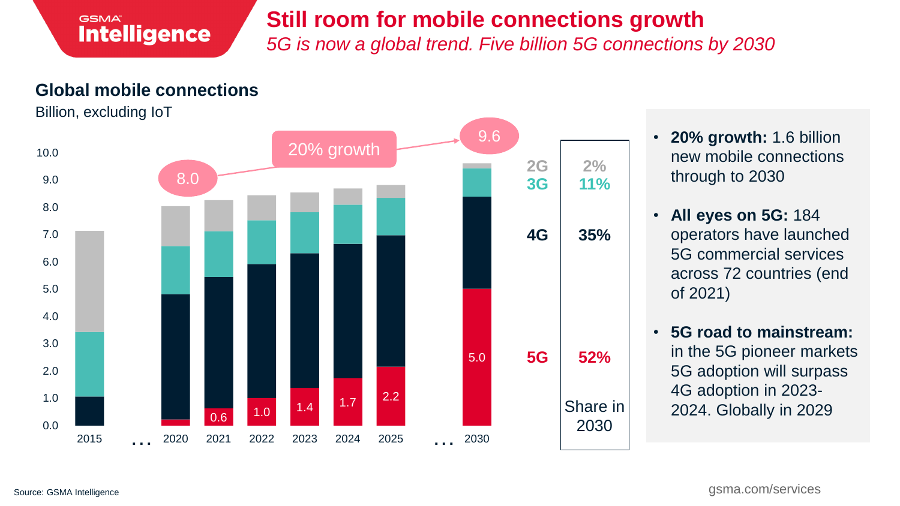# Still room for mobile connections growth

*5G is now a global trend. Five billion 5G connections by 2030*

## Global mobile connections

Billion, excluding IoT

| Year | 5G |
|---|---|
| 2015 | |
| 2020 | |
| 2021 | 0.6 |
| 2022 | 1.0 |
| 2023 | 1.4 |
| 2024 | 1.7 |
| 2025 | 2.2 |
| 2030 | 5.0 |

8.0 → 9.6: 20% growth

| Technology | Share in 2030 |
|---|---|
| 2G | 2% |
| 3G | 11% |
| 4G | 35% |
| 5G | 52% |

- **20% growth:** 1.6 billion new mobile connections through to 2030
- **All eyes on 5G:** 184 operators have launched 5G commercial services across 72 countries (end of 2021)
- **5G road to mainstream:** in the 5G pioneer markets 5G adoption will surpass 4G adoption in 2023-2024. Globally in 2029

Source: GSMA Intelligence

gsma.com/services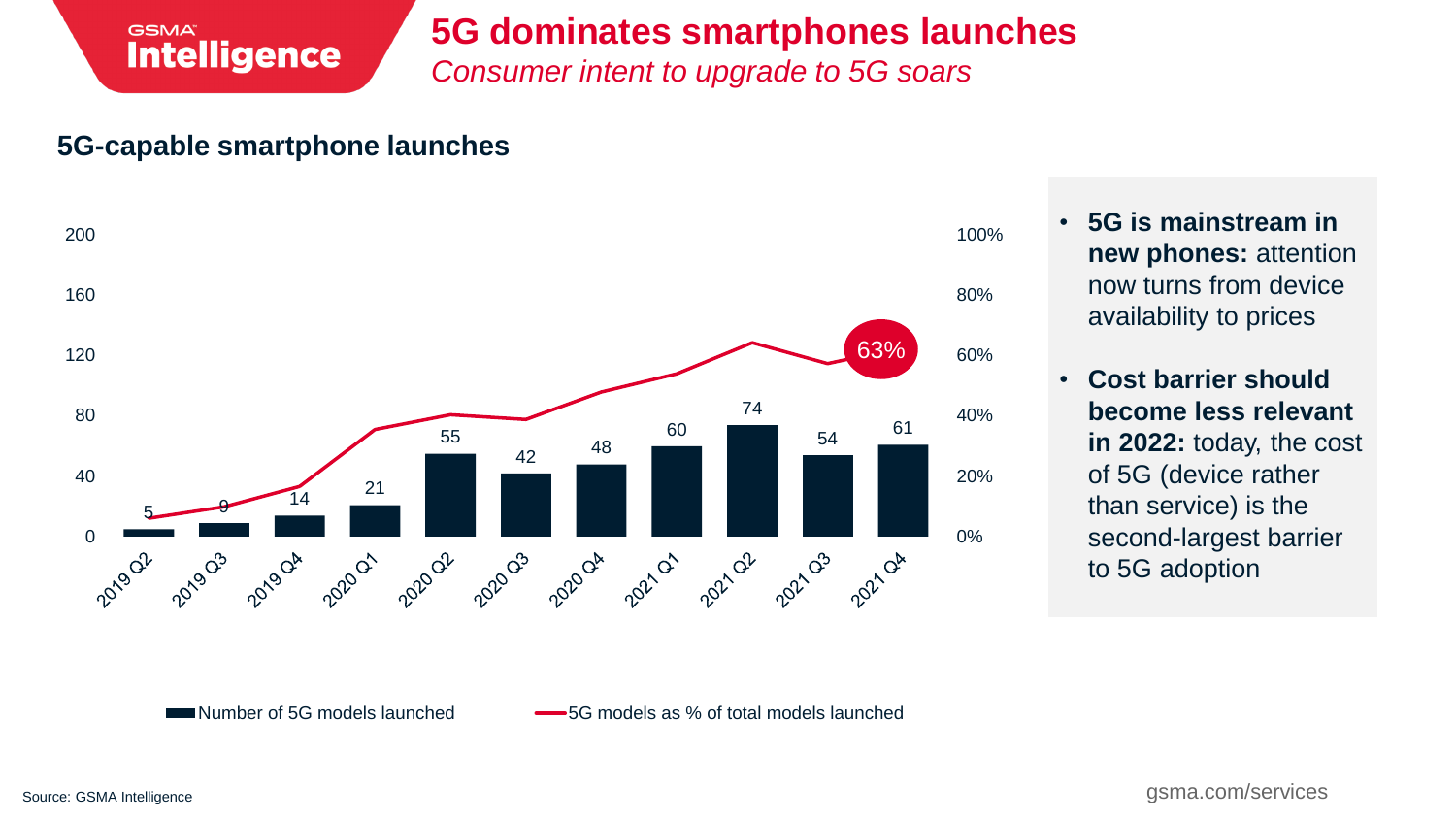# 5G dominates smartphones launches

*Consumer intent to upgrade to 5G soars*

## 5G-capable smartphone launches

| Quarter | Number of 5G models launched |
|---|---|
| 2019 Q2 | 5 |
| 2019 Q3 | 9 |
| 2019 Q4 | 14 |
| 2020 Q1 | 21 |
| 2020 Q2 | 55 |
| 2020 Q3 | 42 |
| 2020 Q4 | 48 |
| 2021 Q1 | 60 |
| 2021 Q2 | 74 |
| 2021 Q3 | 54 |
| 2021 Q4 | 61 |

5G models as % of total models launched: 63% (2021 Q4)

Legend: Number of 5G models launched; 5G models as % of total models launched

- **5G is mainstream in new phones:** attention now turns from device availability to prices
- **Cost barrier should become less relevant in 2022:** today, the cost of 5G (device rather than service) is the second-largest barrier to 5G adoption

Source: GSMA Intelligence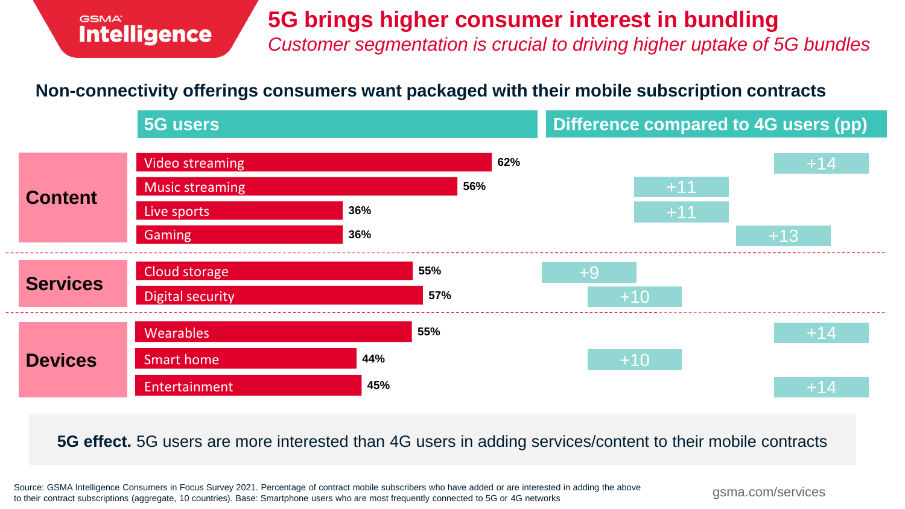GSMA Intelligence

# 5G brings higher consumer interest in bundling

*Customer segmentation is crucial to driving higher uptake of 5G bundles*

## Non-connectivity offerings consumers want packaged with their mobile subscription contracts

| Category | Offering | 5G users | Difference compared to 4G users (pp) |
|---|---|---|---|
| Content | Video streaming | 62% | +14 |
| | Music streaming | 56% | +11 |
| | Live sports | 36% | +11 |
| | Gaming | 36% | +13 |
| Services | Cloud storage | 55% | +9 |
| | Digital security | 57% | +10 |
| Devices | Wearables | 55% | +14 |
| | Smart home | 44% | +10 |
| | Entertainment | 45% | +14 |

**5G effect.** 5G users are more interested than 4G users in adding services/content to their mobile contracts

Source: GSMA Intelligence Consumers in Focus Survey 2021. Percentage of contract mobile subscribers who have added or are interested in adding the above to their contract subscriptions (aggregate, 10 countries). Base: Smartphone users who are most frequently connected to 5G or 4G networks

gsma.com/services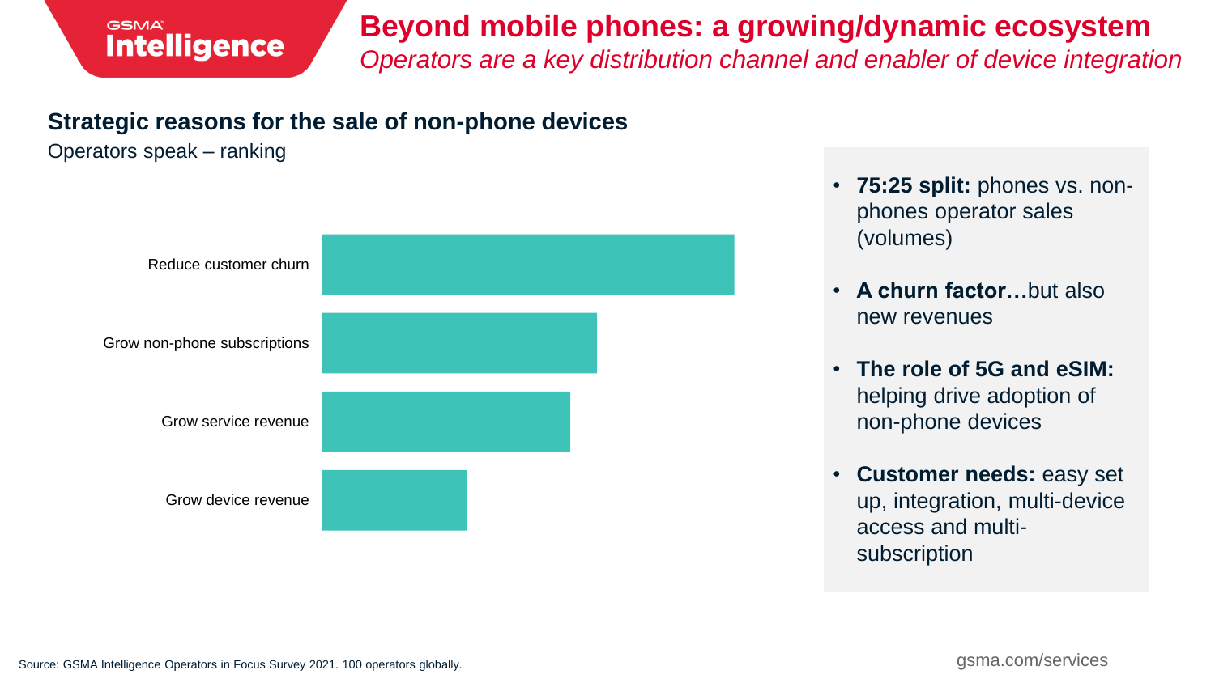# Beyond mobile phones: a growing/dynamic ecosystem

*Operators are a key distribution channel and enabler of device integration*

## Strategic reasons for the sale of non-phone devices

Operators speak – ranking

- Reduce customer churn
- Grow non-phone subscriptions
- Grow service revenue
- Grow device revenue

- **75:25 split:** phones vs. non-phones operator sales (volumes)
- **A churn factor…**but also new revenues
- **The role of 5G and eSIM:** helping drive adoption of non-phone devices
- **Customer needs:** easy set up, integration, multi-device access and multi-subscription

Source: GSMA Intelligence Operators in Focus Survey 2021. 100 operators globally.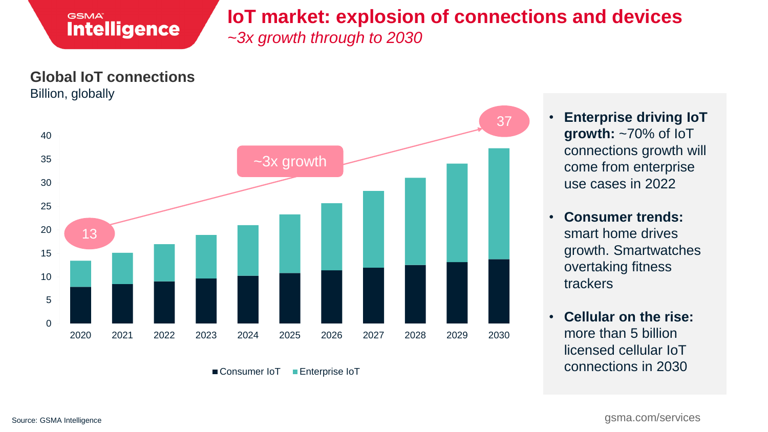# IoT market: explosion of connections and devices

*~3x growth through to 2030*

## Global IoT connections

Billion, globally

- **Enterprise driving IoT growth:** ~70% of IoT connections growth will come from enterprise use cases in 2022
- **Consumer trends:** smart home drives growth. Smartwatches overtaking fitness trackers
- **Cellular on the rise:** more than 5 billion licensed cellular IoT connections in 2030

Source: GSMA Intelligence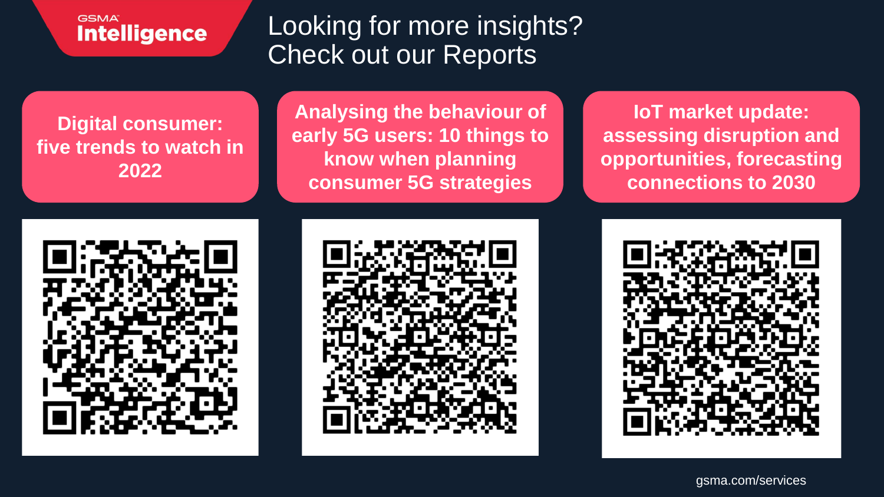GSMA Intelligence

# Looking for more insights? Check out our Reports

**Digital consumer: five trends to watch in 2022**

**Analysing the behaviour of early 5G users: 10 things to know when planning consumer 5G strategies**

**IoT market update: assessing disruption and opportunities, forecasting connections to 2030**

gsma.com/services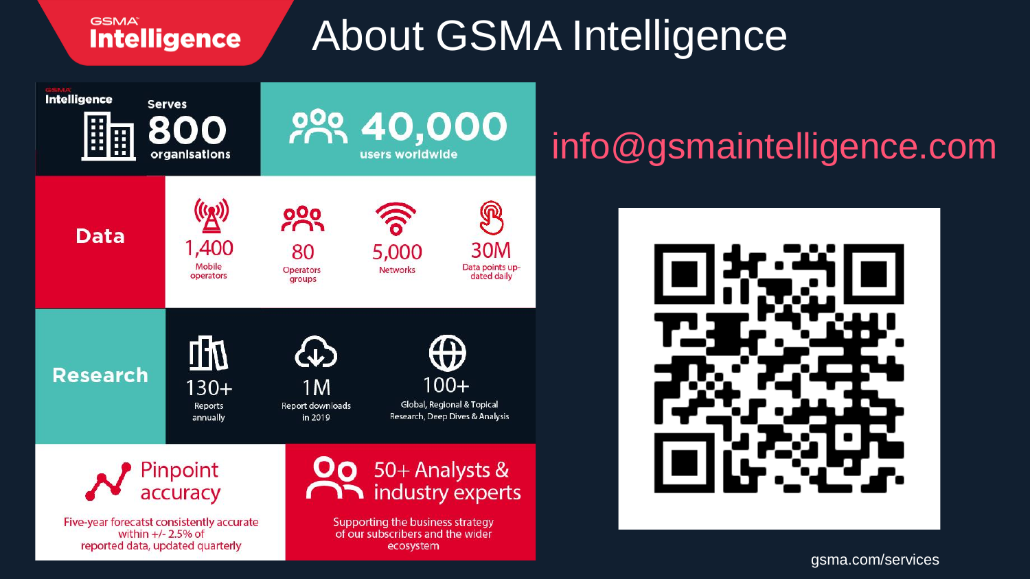# About GSMA Intelligence

**GSMA Intelligence**

Serves **800** organisations

**40,000** users worldwide

## Data

- **1,400** Mobile operators
- **80** Operators groups
- **5,000** Networks
- **30M** Data points updated daily

## Research

- **130+** Reports annually
- **1M** Report downloads in 2019
- **100+** Global, Regional & Topical Research, Deep Dives & Analysis

## Pinpoint accuracy

Five-year forecatst consistently accurate within +/- 2.5% of reported data, updated quarterly

## 50+ Analysts & industry experts

Supporting the business strategy of our subscribers and the wider ecosystem

info@gsmaintelligence.com

gsma.com/services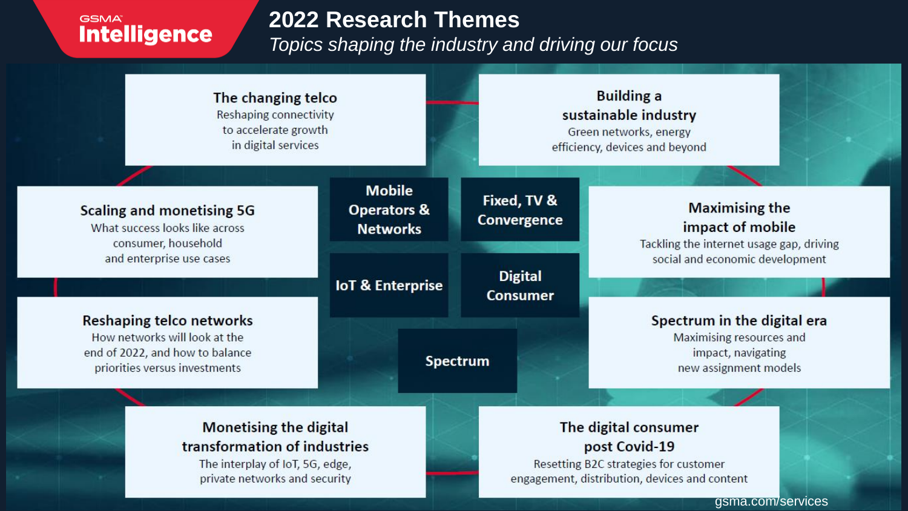# 2022 Research Themes

*Topics shaping the industry and driving our focus*

### The changing telco
Reshaping connectivity to accelerate growth in digital services

### Building a sustainable industry
Green networks, energy efficiency, devices and beyond

### Scaling and monetising 5G
What success looks like across consumer, household and enterprise use cases

### Maximising the impact of mobile
Tackling the internet usage gap, driving social and economic development

### Reshaping telco networks
How networks will look at the end of 2022, and how to balance priorities versus investments

### Spectrum in the digital era
Maximising resources and impact, navigating new assignment models

### Monetising the digital transformation of industries
The interplay of IoT, 5G, edge, private networks and security

### The digital consumer post Covid-19
Resetting B2C strategies for customer engagement, distribution, devices and content

**Mobile Operators & Networks**

**Fixed, TV & Convergence**

**IoT & Enterprise**

**Digital Consumer**

**Spectrum**

gsma.com/services